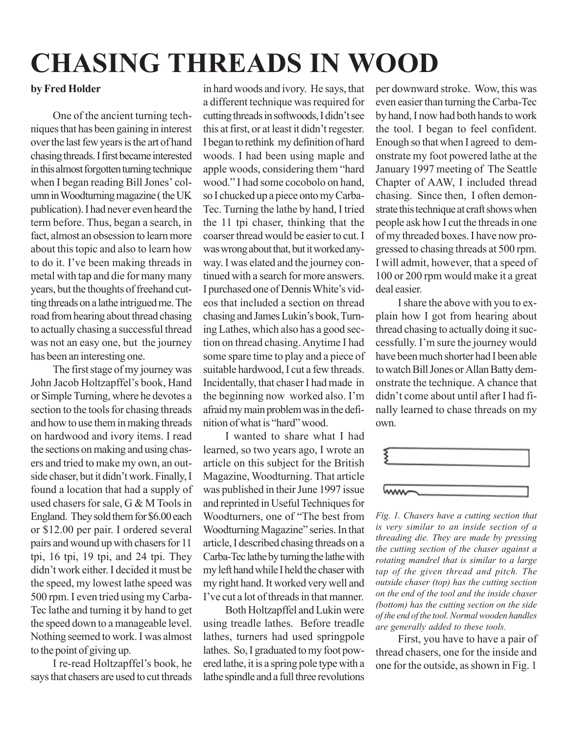# CHASING THREADS IN WOOD

**by Fred Holder**

One of the ancient turning techniques that has been gaining in interest over the last few years is the art of hand chasing threads. I first became interested in this almost forgotten turning technique when I began reading Bill Jones' column in Woodturning magazine ( the UK publication). I had never even heard the term before. Thus, began a search, in fact, almost an obsession to learn more about this topic and also to learn how to do it. I've been making threads in metal with tap and die for many many years, but the thoughts of freehand cutting threads on a lathe intrigued me. The road from hearing about thread chasing to actually chasing a successful thread was not an easy one, but the journey has been an interesting one.

The first stage of my journey was John Jacob Holtzapffel's book, Hand or Simple Turning, where he devotes a section to the tools for chasing threads and how to use them in making threads on hardwood and ivory items. I read the sections on making and using chasers and tried to make my own, an outside chaser, but it didn't work. Finally, I found a location that had a supply of used chasers for sale, G & M Tools in England. They sold them for $6.00 each or $12.00 per pair. I ordered several pairs and wound up with chasers for 11 tpi, 16 tpi, 19 tpi, and 24 tpi. They didn't work either. I decided it must be the speed, my lowest lathe speed was 500 rpm. I even tried using my Carba-Tec lathe and turning it by hand to get the speed down to a manageable level. Nothing seemed to work. I was almost to the point of giving up.

I re-read Holtzapffel's book, he says that chasers are used to cut threads in hard woods and ivory. He says, that a different technique was required for cutting threads in softwoods, I didn't see this at first, or at least it didn't regester. I began to rethink my definition of hard woods. I had been using maple and apple woods, considering them "hard wood." I had some cocobolo on hand, so I chucked up a piece onto my Carba-Tec. Turning the lathe by hand, I tried the 11 tpi chaser, thinking that the coarser thread would be easier to cut. I was wrong about that, but it worked anyway. I was elated and the journey continued with a search for more answers. I purchased one of Dennis White's videos that included a section on thread chasing and James Lukin's book, Turning Lathes, which also has a good section on thread chasing. Anytime I had some spare time to play and a piece of suitable hardwood, I cut a few threads. Incidentally, that chaser I had made in the beginning now worked also. I'm afraid my main problem was in the definition of what is "hard" wood.

I wanted to share what I had learned, so two years ago, I wrote an article on this subject for the British Magazine, Woodturning. That article was published in their June 1997 issue and reprinted in Useful Techniques for Woodturners, one of "The best from Woodturning Magazine" series. In that article, I described chasing threads on a Carba-Tec lathe by turning the lathe with my left hand while I held the chaser with my right hand. It worked very well and I've cut a lot of threads in that manner.

Both Holtzapffel and Lukin were using treadle lathes. Before treadle lathes, turners had used springpole lathes. So, I graduated to my foot powered lathe, it is a spring pole type with a lathe spindle and a full three revolutions per downward stroke. Wow, this was even easier than turning the Carba-Tec by hand, I now had both hands to work the tool. I began to feel confident. Enough so that when I agreed to demonstrate my foot powered lathe at the January 1997 meeting of The Seattle Chapter of AAW, I included thread chasing. Since then, I often demonstrate this technique at craft shows when people ask how I cut the threads in one of my threaded boxes. I have now progressed to chasing threads at 500 rpm. I will admit, however, that a speed of 100 or 200 rpm would make it a great deal easier.

I share the above with you to explain how I got from hearing about thread chasing to actually doing it successfully. I'm sure the journey would have been much shorter had I been able to watch Bill Jones or Allan Batty demonstrate the technique. A chance that didn't come about until after I had finally learned to chase threads on my own.

*Fig. 1. Chasers have a cutting section that is very similar to an inside section of a threading die. They are made by pressing the cutting section of the chaser against a rotating mandrel that is similar to a large tap of the given thread and pitch. The outside chaser (top) has the cutting section on the end of the tool and the inside chaser (bottom) has the cutting section on the side of the end of the tool. Normal wooden handles are generally added to these tools.*

First, you have to have a pair of thread chasers, one for the inside and one for the outside, as shown in Fig. 1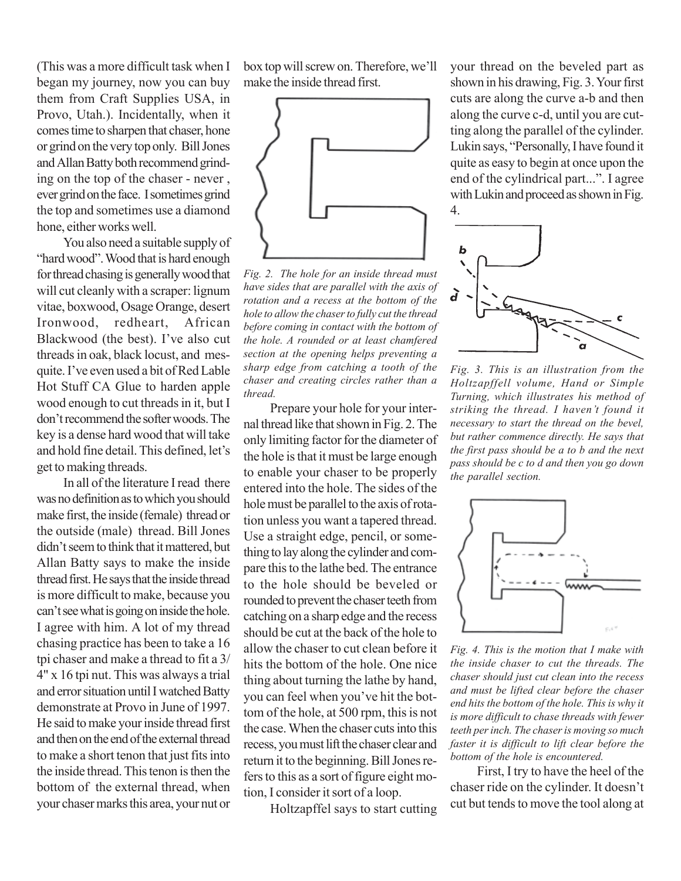(This was a more difficult task when I began my journey, now you can buy them from Craft Supplies USA, in Provo, Utah.). Incidentally, when it comes time to sharpen that chaser, hone or grind on the very top only. Bill Jones and Allan Batty both recommend grinding on the top of the chaser - never , ever grind on the face. I sometimes grind the top and sometimes use a diamond hone, either works well.

You also need a suitable supply of "hard wood". Wood that is hard enough for thread chasing is generally wood that will cut cleanly with a scraper: lignum vitae, boxwood, Osage Orange, desert Ironwood, redheart, African Blackwood (the best). I've also cut threads in oak, black locust, and mesquite. I've even used a bit of Red Lable Hot Stuff CA Glue to harden apple wood enough to cut threads in it, but I don't recommend the softer woods. The key is a dense hard wood that will take and hold fine detail. This defined, let's get to making threads.

In all of the literature I read there was no definition as to which you should make first, the inside (female) thread or the outside (male) thread. Bill Jones didn't seem to think that it mattered, but Allan Batty says to make the inside thread first. He says that the inside thread is more difficult to make, because you can't see what is going on inside the hole. I agree with him. A lot of my thread chasing practice has been to take a 16 tpi chaser and make a thread to fit a 3/4" x 16 tpi nut. This was always a trial and error situation until I watched Batty demonstrate at Provo in June of 1997. He said to make your inside thread first and then on the end of the external thread to make a short tenon that just fits into the inside thread. This tenon is then the bottom of the external thread, when your chaser marks this area, your nut or box top will screw on. Therefore, we'll make the inside thread first.

*Fig. 2. The hole for an inside thread must have sides that are parallel with the axis of rotation and a recess at the bottom of the hole to allow the chaser to fully cut the thread before coming in contact with the bottom of the hole. A rounded or at least chamfered section at the opening helps preventing a sharp edge from catching a tooth of the chaser and creating circles rather than a thread.*

Prepare your hole for your internal thread like that shown in Fig. 2. The only limiting factor for the diameter of the hole is that it must be large enough to enable your chaser to be properly entered into the hole. The sides of the hole must be parallel to the axis of rotation unless you want a tapered thread. Use a straight edge, pencil, or something to lay along the cylinder and compare this to the lathe bed. The entrance to the hole should be beveled or rounded to prevent the chaser teeth from catching on a sharp edge and the recess should be cut at the back of the hole to allow the chaser to cut clean before it hits the bottom of the hole. One nice thing about turning the lathe by hand, you can feel when you've hit the bottom of the hole, at 500 rpm, this is not the case. When the chaser cuts into this recess, you must lift the chaser clear and return it to the beginning. Bill Jones refers to this as a sort of figure eight motion, I consider it sort of a loop.

Holtzapffel says to start cutting your thread on the beveled part as shown in his drawing, Fig. 3. Your first cuts are along the curve a-b and then along the curve c-d, until you are cutting along the parallel of the cylinder. Lukin says, "Personally, I have found it quite as easy to begin at once upon the end of the cylindrical part...". I agree with Lukin and proceed as shown in Fig. 4.

*Fig. 3. This is an illustration from the Holtzapffell volume, Hand or Simple Turning, which illustrates his method of striking the thread. I haven't found it necessary to start the thread on the bevel, but rather commence directly. He says that the first pass should be a to b and the next pass should be c to d and then you go down the parallel section.*

*Fig. 4. This is the motion that I make with the inside chaser to cut the threads. The chaser should just cut clean into the recess and must be lifted clear before the chaser end hits the bottom of the hole. This is why it is more difficult to chase threads with fewer teeth per inch. The chaser is moving so much faster it is difficult to lift clear before the bottom of the hole is encountered.*

First, I try to have the heel of the chaser ride on the cylinder. It doesn't cut but tends to move the tool along at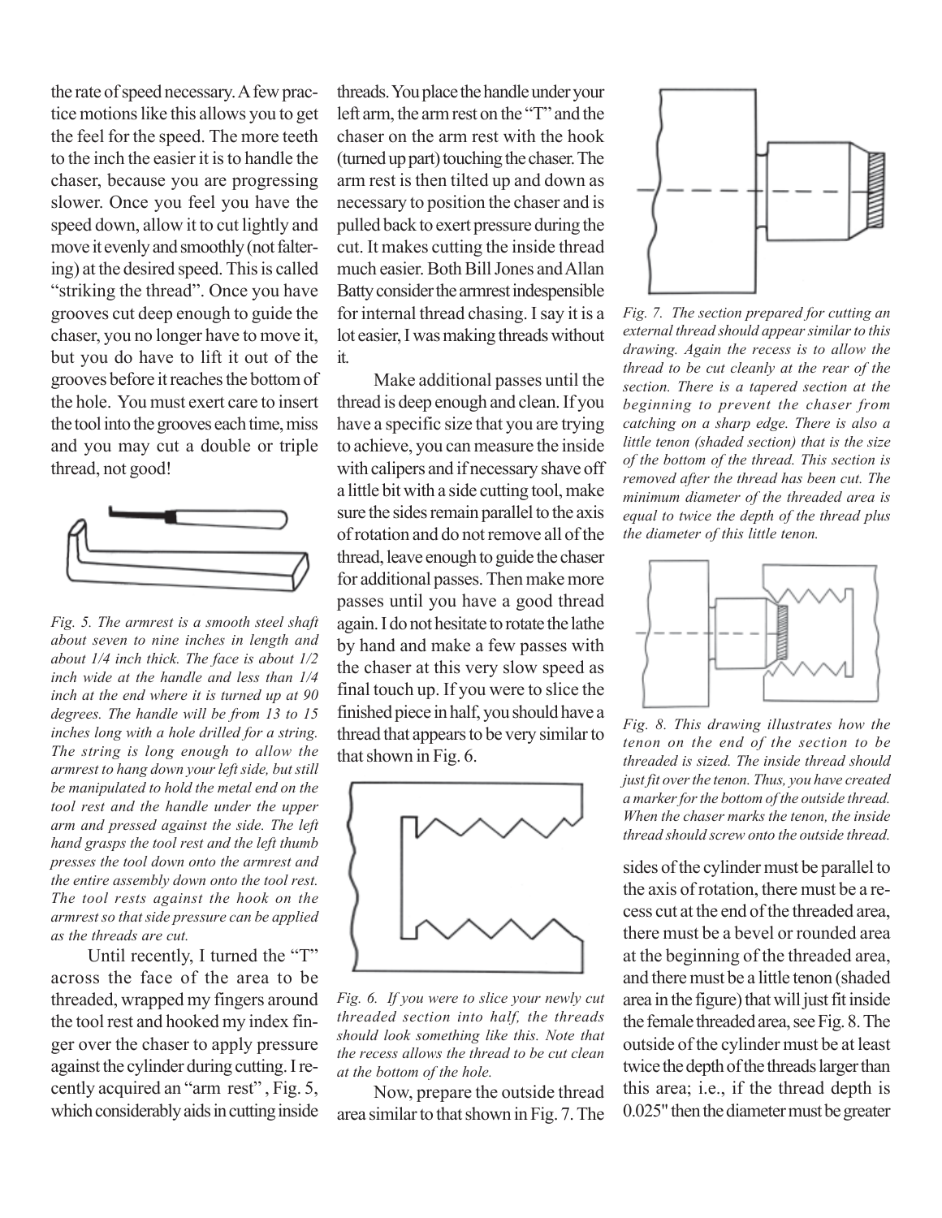the rate of speed necessary. A few practice motions like this allows you to get the feel for the speed. The more teeth to the inch the easier it is to handle the chaser, because you are progressing slower. Once you feel you have the speed down, allow it to cut lightly and move it evenly and smoothly (not faltering) at the desired speed. This is called "striking the thread". Once you have grooves cut deep enough to guide the chaser, you no longer have to move it, but you do have to lift it out of the grooves before it reaches the bottom of the hole. You must exert care to insert the tool into the grooves each time, miss and you may cut a double or triple thread, not good!

*Fig. 5. The armrest is a smooth steel shaft about seven to nine inches in length and about 1/4 inch thick. The face is about 1/2 inch wide at the handle and less than 1/4 inch at the end where it is turned up at 90 degrees. The handle will be from 13 to 15 inches long with a hole drilled for a string. The string is long enough to allow the armrest to hang down your left side, but still be manipulated to hold the metal end on the tool rest and the handle under the upper arm and pressed against the side. The left hand grasps the tool rest and the left thumb presses the tool down onto the armrest and the entire assembly down onto the tool rest. The tool rests against the hook on the armrest so that side pressure can be applied as the threads are cut.*

Until recently, I turned the "T" across the face of the area to be threaded, wrapped my fingers around the tool rest and hooked my index finger over the chaser to apply pressure against the cylinder during cutting. I recently acquired an "arm rest", Fig. 5, which considerably aids in cutting inside threads. You place the handle under your left arm, the arm rest on the "T" and the chaser on the arm rest with the hook (turned up part) touching the chaser. The arm rest is then tilted up and down as necessary to position the chaser and is pulled back to exert pressure during the cut. It makes cutting the inside thread much easier. Both Bill Jones and Allan Batty consider the armrest indespensible for internal thread chasing. I say it is a lot easier, I was making threads without it.

Make additional passes until the thread is deep enough and clean. If you have a specific size that you are trying to achieve, you can measure the inside with calipers and if necessary shave off a little bit with a side cutting tool, make sure the sides remain parallel to the axis of rotation and do not remove all of the thread, leave enough to guide the chaser for additional passes. Then make more passes until you have a good thread again. I do not hesitate to rotate the lathe by hand and make a few passes with the chaser at this very slow speed as final touch up. If you were to slice the finished piece in half, you should have a thread that appears to be very similar to that shown in Fig. 6.

*Fig. 6. If you were to slice your newly cut threaded section into half, the threads should look something like this. Note that the recess allows the thread to be cut clean at the bottom of the hole.*

Now, prepare the outside thread area similar to that shown in Fig. 7. The sides of the cylinder must be parallel to the axis of rotation, there must be a recess cut at the end of the threaded area, there must be a bevel or rounded area at the beginning of the threaded area, and there must be a little tenon (shaded area in the figure) that will just fit inside the female threaded area, see Fig. 8. The outside of the cylinder must be at least twice the depth of the threads larger than this area; i.e., if the thread depth is 0.025" then the diameter must be greater

*Fig. 7. The section prepared for cutting an external thread should appear similar to this drawing. Again the recess is to allow the thread to be cut cleanly at the rear of the section. There is a tapered section at the beginning to prevent the chaser from catching on a sharp edge. There is also a little tenon (shaded section) that is the size of the bottom of the thread. This section is removed after the thread has been cut. The minimum diameter of the threaded area is equal to twice the depth of the thread plus the diameter of this little tenon.*

*Fig. 8. This drawing illustrates how the tenon on the end of the section to be threaded is sized. The inside thread should just fit over the tenon. Thus, you have created a marker for the bottom of the outside thread. When the chaser marks the tenon, the inside thread should screw onto the outside thread.*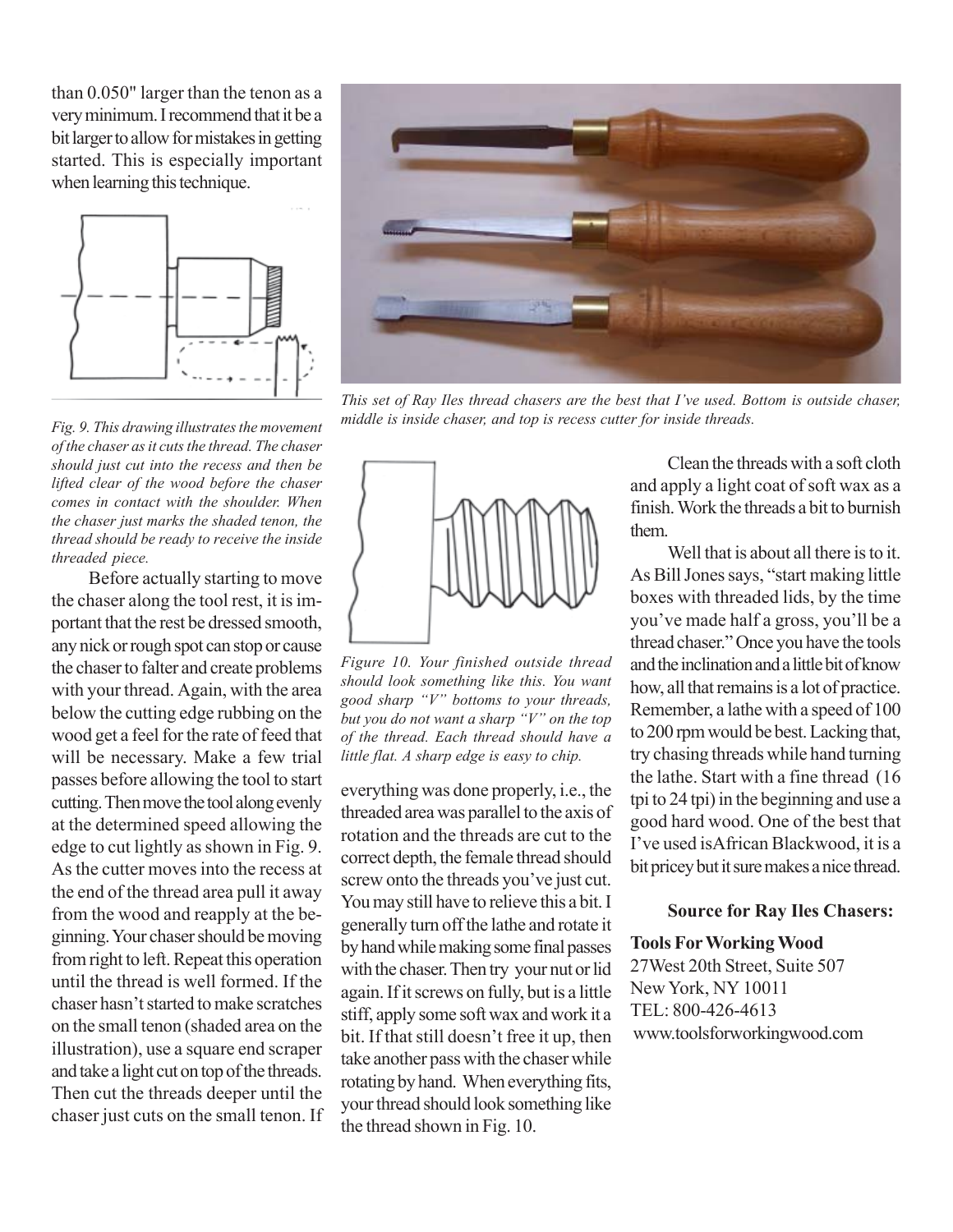than 0.050" larger than the tenon as a very minimum. I recommend that it be a bit larger to allow for mistakes in getting started. This is especially important when learning this technique.

*Fig. 9. This drawing illustrates the movement of the chaser as it cuts the thread. The chaser should just cut into the recess and then be lifted clear of the wood before the chaser comes in contact with the shoulder. When the chaser just marks the shaded tenon, the thread should be ready to receive the inside threaded piece.*

Before actually starting to move the chaser along the tool rest, it is important that the rest be dressed smooth, any nick or rough spot can stop or cause the chaser to falter and create problems with your thread. Again, with the area below the cutting edge rubbing on the wood get a feel for the rate of feed that will be necessary. Make a few trial passes before allowing the tool to start cutting. Then move the tool along evenly at the determined speed allowing the edge to cut lightly as shown in Fig. 9. As the cutter moves into the recess at the end of the thread area pull it away from the wood and reapply at the beginning. Your chaser should be moving from right to left. Repeat this operation until the thread is well formed. If the chaser hasn't started to make scratches on the small tenon (shaded area on the illustration), use a square end scraper and take a light cut on top of the threads. Then cut the threads deeper until the chaser just cuts on the small tenon. If everything was done properly, i.e., the threaded area was parallel to the axis of rotation and the threads are cut to the correct depth, the female thread should screw onto the threads you've just cut. You may still have to relieve this a bit. I generally turn off the lathe and rotate it by hand while making some final passes with the chaser. Then try your nut or lid again. If it screws on fully, but is a little stiff, apply some soft wax and work it a bit. If that still doesn't free it up, then take another pass with the chaser while rotating by hand. When everything fits, your thread should look something like the thread shown in Fig. 10.

*This set of Ray Iles thread chasers are the best that I've used. Bottom is outside chaser, middle is inside chaser, and top is recess cutter for inside threads.*

*Figure 10. Your finished outside thread should look something like this. You want good sharp "V" bottoms to your threads, but you do not want a sharp "V" on the top of the thread. Each thread should have a little flat. A sharp edge is easy to chip.*

Clean the threads with a soft cloth and apply a light coat of soft wax as a finish. Work the threads a bit to burnish them.

Well that is about all there is to it. As Bill Jones says, "start making little boxes with threaded lids, by the time you've made half a gross, you'll be a thread chaser." Once you have the tools and the inclination and a little bit of know how, all that remains is a lot of practice. Remember, a lathe with a speed of 100 to 200 rpm would be best. Lacking that, try chasing threads while hand turning the lathe. Start with a fine thread (16 tpi to 24 tpi) in the beginning and use a good hard wood. One of the best that I've used isAfrican Blackwood, it is a bit pricey but it sure makes a nice thread.

**Source for Ray Iles Chasers:**

**Tools For Working Wood**
27West 20th Street, Suite 507
New York, NY 10011
TEL: 800-426-4613
www.toolsforworkingwood.com